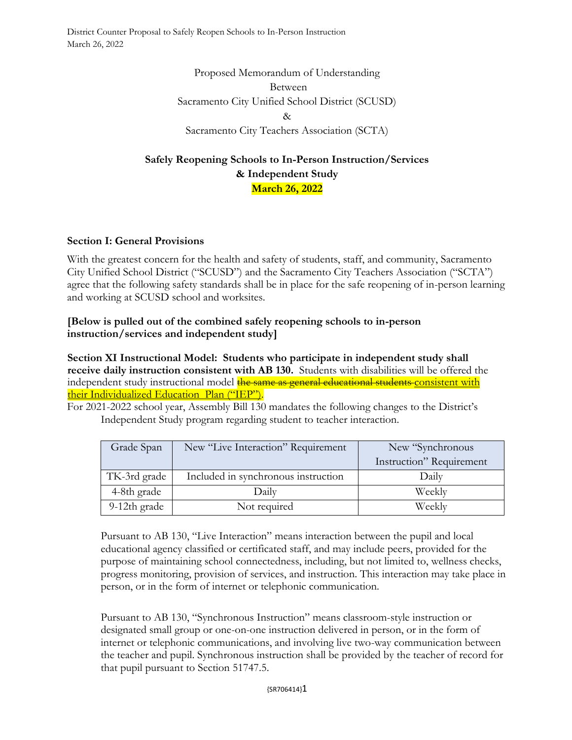Proposed Memorandum of Understanding
Between
Sacramento City Unified School District (SCUSD)
&
Sacramento City Teachers Association (SCTA)

## Safely Reopening Schools to In-Person Instruction/Services & Independent Study

**March 26, 2022**

### Section I: General Provisions

With the greatest concern for the health and safety of students, staff, and community, Sacramento City Unified School District ("SCUSD") and the Sacramento City Teachers Association ("SCTA") agree that the following safety standards shall be in place for the safe reopening of in-person learning and working at SCUSD school and worksites.

**[Below is pulled out of the combined safely reopening schools to in-person instruction/services and independent study]**

**Section XI Instructional Model: Students who participate in independent study shall receive daily instruction consistent with AB 130.** Students with disabilities will be offered the independent study instructional model ~~the same as general educational students~~ consistent with their Individualized Education Plan ("IEP").

For 2021-2022 school year, Assembly Bill 130 mandates the following changes to the District's Independent Study program regarding student to teacher interaction.

| Grade Span | New "Live Interaction" Requirement | New "Synchronous Instruction" Requirement |
| --- | --- | --- |
| TK-3rd grade | Included in synchronous instruction | Daily |
| 4-8th grade | Daily | Weekly |
| 9-12th grade | Not required | Weekly |

Pursuant to AB 130, "Live Interaction" means interaction between the pupil and local educational agency classified or certificated staff, and may include peers, provided for the purpose of maintaining school connectedness, including, but not limited to, wellness checks, progress monitoring, provision of services, and instruction. This interaction may take place in person, or in the form of internet or telephonic communication.

Pursuant to AB 130, "Synchronous Instruction" means classroom-style instruction or designated small group or one-on-one instruction delivered in person, or in the form of internet or telephonic communications, and involving live two-way communication between the teacher and pupil. Synchronous instruction shall be provided by the teacher of record for that pupil pursuant to Section 51747.5.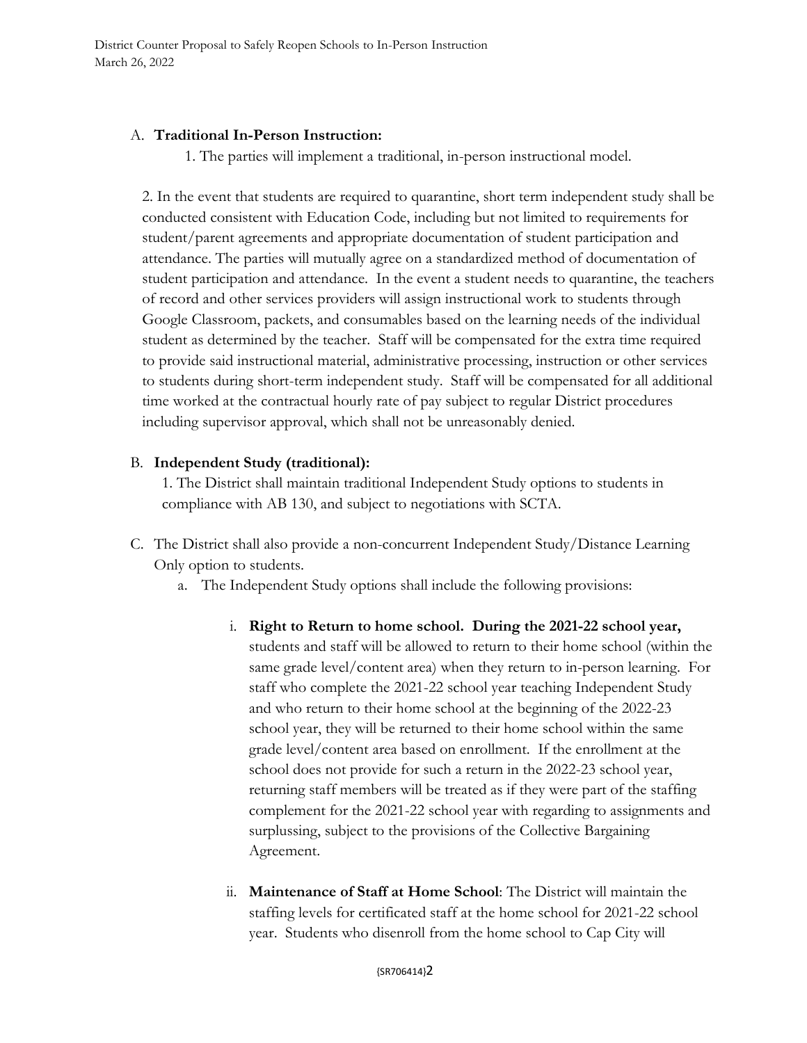A. **Traditional In-Person Instruction:**

1. The parties will implement a traditional, in-person instructional model.

2. In the event that students are required to quarantine, short term independent study shall be conducted consistent with Education Code, including but not limited to requirements for student/parent agreements and appropriate documentation of student participation and attendance. The parties will mutually agree on a standardized method of documentation of student participation and attendance. In the event a student needs to quarantine, the teachers of record and other services providers will assign instructional work to students through Google Classroom, packets, and consumables based on the learning needs of the individual student as determined by the teacher. Staff will be compensated for the extra time required to provide said instructional material, administrative processing, instruction or other services to students during short-term independent study. Staff will be compensated for all additional time worked at the contractual hourly rate of pay subject to regular District procedures including supervisor approval, which shall not be unreasonably denied.

B. **Independent Study (traditional):**

1. The District shall maintain traditional Independent Study options to students in compliance with AB 130, and subject to negotiations with SCTA.

C. The District shall also provide a non-concurrent Independent Study/Distance Learning Only option to students.

   a. The Independent Study options shall include the following provisions:

      i. **Right to Return to home school. During the 2021-22 school year,** students and staff will be allowed to return to their home school (within the same grade level/content area) when they return to in-person learning. For staff who complete the 2021-22 school year teaching Independent Study and who return to their home school at the beginning of the 2022-23 school year, they will be returned to their home school within the same grade level/content area based on enrollment. If the enrollment at the school does not provide for such a return in the 2022-23 school year, returning staff members will be treated as if they were part of the staffing complement for the 2021-22 school year with regarding to assignments and surplussing, subject to the provisions of the Collective Bargaining Agreement.

      ii. **Maintenance of Staff at Home School**: The District will maintain the staffing levels for certificated staff at the home school for 2021-22 school year. Students who disenroll from the home school to Cap City will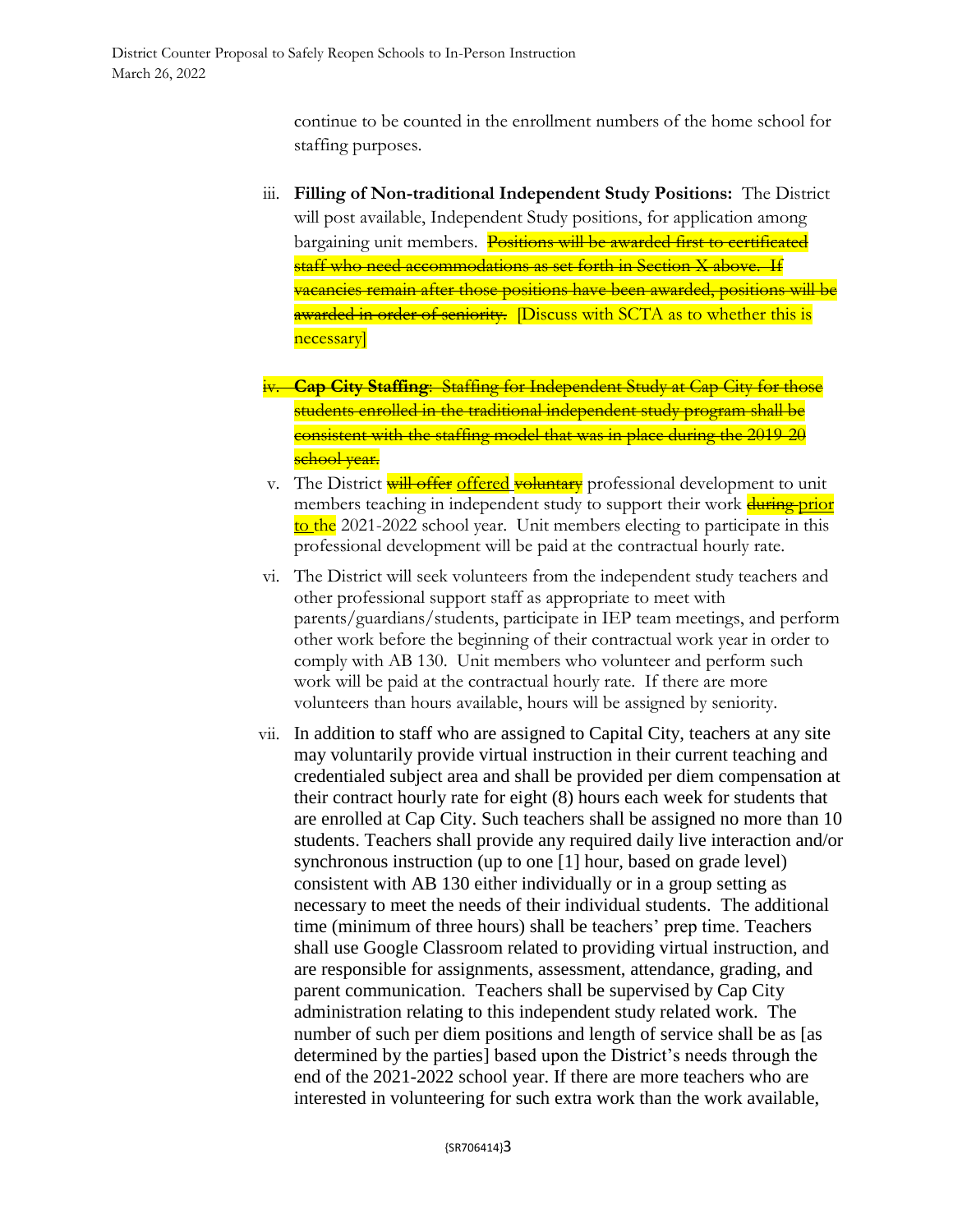continue to be counted in the enrollment numbers of the home school for staffing purposes.

iii. **Filling of Non-traditional Independent Study Positions:** The District will post available, Independent Study positions, for application among bargaining unit members. ~~Positions will be awarded first to certificated staff who need accommodations as set forth in Section X above. If vacancies remain after those positions have been awarded, positions will be awarded in order of seniority.~~ [Discuss with SCTA as to whether this is necessary]

iv. ~~**Cap City Staffing**: Staffing for Independent Study at Cap City for those students enrolled in the traditional independent study program shall be consistent with the staffing model that was in place during the 2019-20 school year.~~

v. The District ~~will offer~~ offered ~~voluntary~~ professional development to unit members teaching in independent study to support their work ~~during~~ prior to the 2021-2022 school year. Unit members electing to participate in this professional development will be paid at the contractual hourly rate.

vi. The District will seek volunteers from the independent study teachers and other professional support staff as appropriate to meet with parents/guardians/students, participate in IEP team meetings, and perform other work before the beginning of their contractual work year in order to comply with AB 130. Unit members who volunteer and perform such work will be paid at the contractual hourly rate. If there are more volunteers than hours available, hours will be assigned by seniority.

vii. In addition to staff who are assigned to Capital City, teachers at any site may voluntarily provide virtual instruction in their current teaching and credentialed subject area and shall be provided per diem compensation at their contract hourly rate for eight (8) hours each week for students that are enrolled at Cap City. Such teachers shall be assigned no more than 10 students. Teachers shall provide any required daily live interaction and/or synchronous instruction (up to one [1] hour, based on grade level) consistent with AB 130 either individually or in a group setting as necessary to meet the needs of their individual students. The additional time (minimum of three hours) shall be teachers' prep time. Teachers shall use Google Classroom related to providing virtual instruction, and are responsible for assignments, assessment, attendance, grading, and parent communication. Teachers shall be supervised by Cap City administration relating to this independent study related work. The number of such per diem positions and length of service shall be as [as determined by the parties] based upon the District's needs through the end of the 2021-2022 school year. If there are more teachers who are interested in volunteering for such extra work than the work available,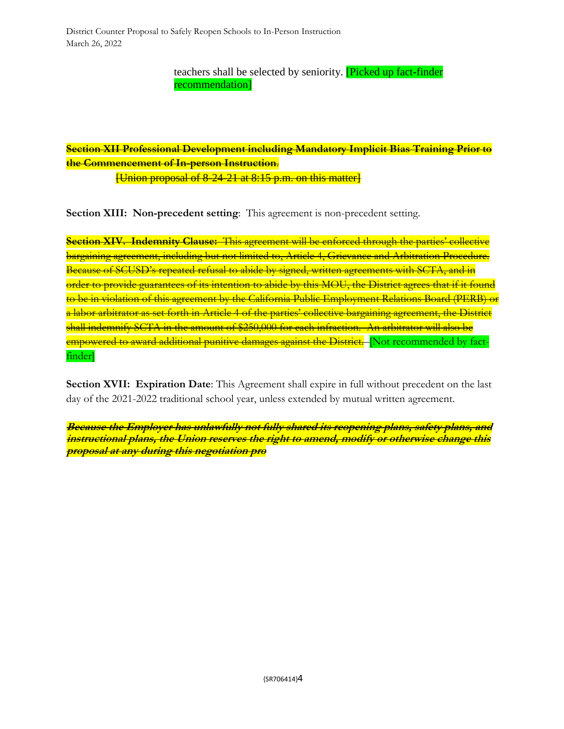teachers shall be selected by seniority. [Picked up fact-finder recommendation]

~~**Section XII Professional Development including Mandatory Implicit Bias Training Prior to the Commencement of In-person Instruction**.~~

~~[Union proposal of 8-24-21 at 8:15 p.m. on this matter]~~

**Section XIII: Non-precedent setting**: This agreement is non-precedent setting.

~~**Section XIV. Indemnity Clause:** This agreement will be enforced through the parties' collective bargaining agreement, including but not limited to, Article 4, Grievance and Arbitration Procedure. Because of SCUSD's repeated refusal to abide by signed, written agreements with SCTA, and in order to provide guarantees of its intention to abide by this MOU, the District agrees that if it found to be in violation of this agreement by the California Public Employment Relations Board (PERB) or a labor arbitrator as set forth in Article 4 of the parties' collective bargaining agreement, the District shall indemnify SCTA in the amount of $250,000 for each infraction. An arbitrator will also be empowered to award additional punitive damages against the District.~~ [Not recommended by fact-finder]

**Section XVII: Expiration Date**: This Agreement shall expire in full without precedent on the last day of the 2021-2022 traditional school year, unless extended by mutual written agreement.

~~***Because the Employer has unlawfully not fully shared its reopening plans, safety plans, and instructional plans, the Union reserves the right to amend, modify or otherwise change this proposal at any during this negotiation pro***~~

{SR706414}